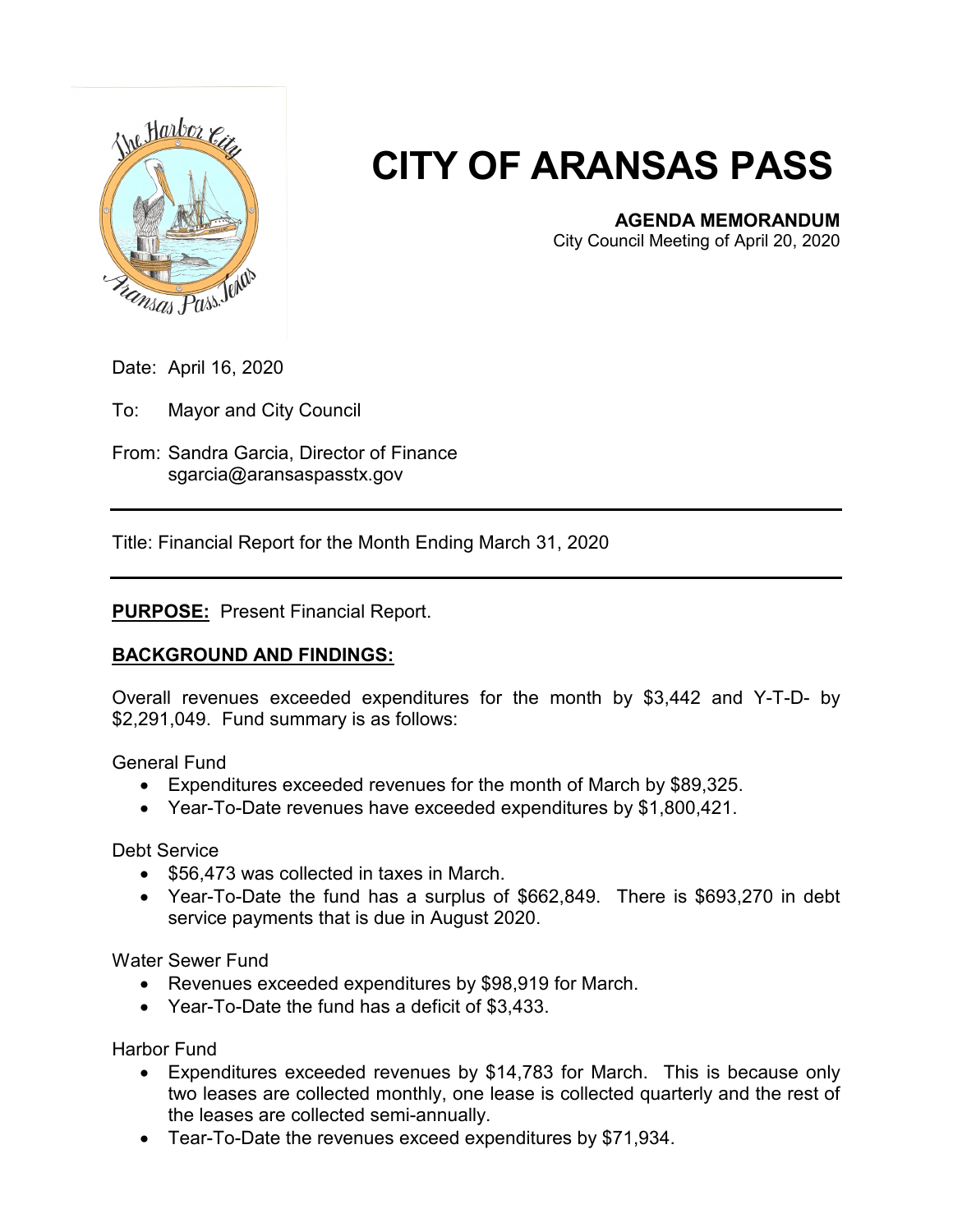# CITY OF ARANSAS PASS

**AGENDA MEMORANDUM**
City Council Meeting of April 20, 2020

Date: April 16, 2020

To: Mayor and City Council

From: Sandra Garcia, Director of Finance
sgarcia@aransaspasstx.gov

---

Title: Financial Report for the Month Ending March 31, 2020

---

**PURPOSE:** Present Financial Report.

**BACKGROUND AND FINDINGS:**

Overall revenues exceeded expenditures for the month by $3,442 and Y-T-D- by $2,291,049. Fund summary is as follows:

General Fund

- Expenditures exceeded revenues for the month of March by $89,325.
- Year-To-Date revenues have exceeded expenditures by $1,800,421.

Debt Service

- $56,473 was collected in taxes in March.
- Year-To-Date the fund has a surplus of $662,849. There is $693,270 in debt service payments that is due in August 2020.

Water Sewer Fund

- Revenues exceeded expenditures by $98,919 for March.
- Year-To-Date the fund has a deficit of $3,433.

Harbor Fund

- Expenditures exceeded revenues by $14,783 for March. This is because only two leases are collected monthly, one lease is collected quarterly and the rest of the leases are collected semi-annually.
- Tear-To-Date the revenues exceed expenditures by $71,934.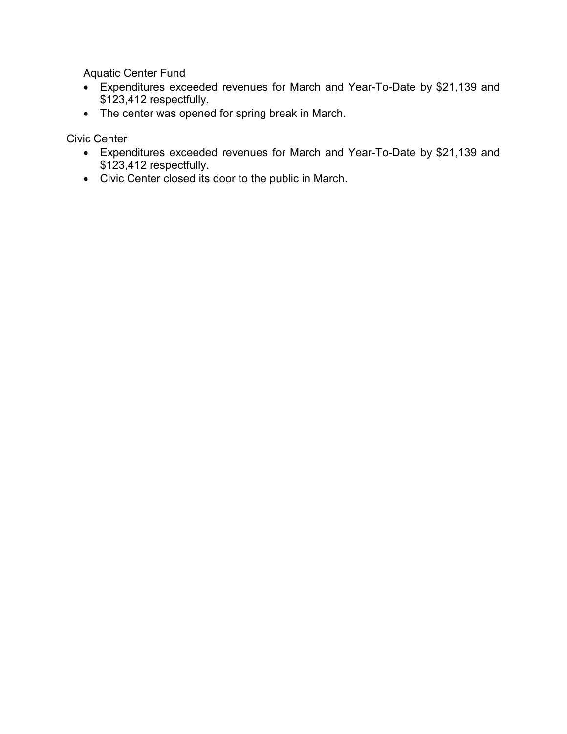Aquatic Center Fund

- Expenditures exceeded revenues for March and Year-To-Date by $21,139 and $123,412 respectfully.
- The center was opened for spring break in March.

Civic Center

- Expenditures exceeded revenues for March and Year-To-Date by $21,139 and $123,412 respectfully.
- Civic Center closed its door to the public in March.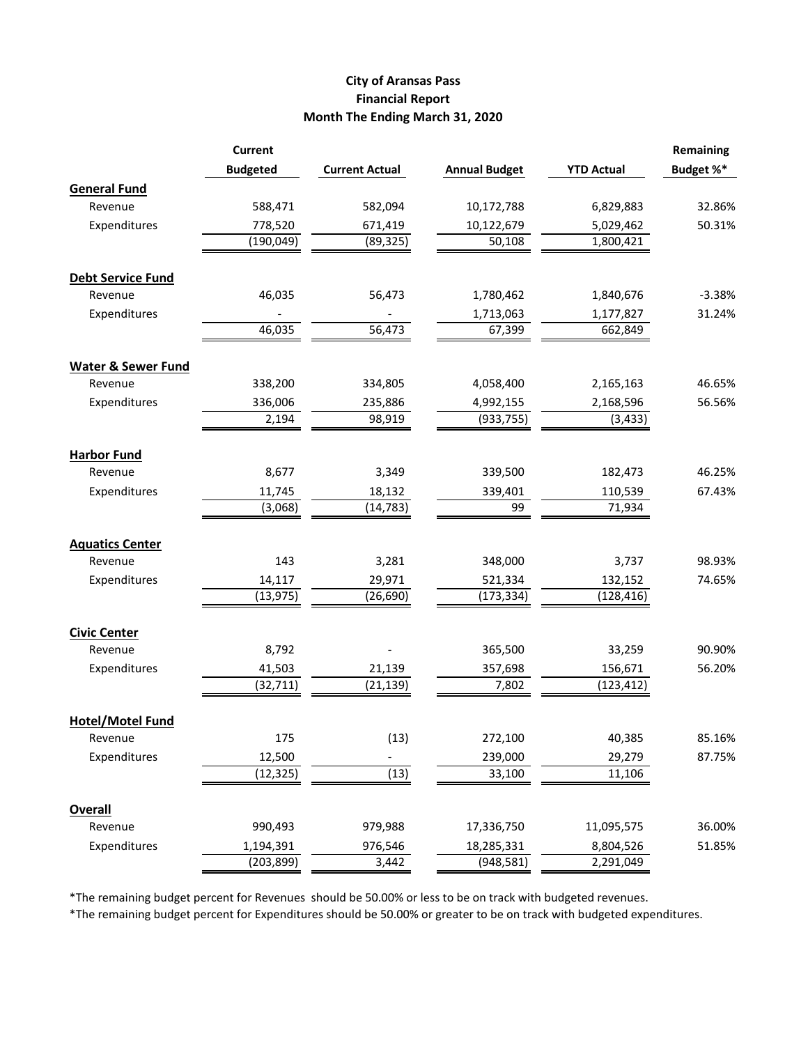# City of Aransas Pass
## Financial Report
## Month The Ending March 31, 2020

| | Current Budgeted | Current Actual | Annual Budget | YTD Actual | Remaining Budget %* |
|---|---|---|---|---|---|
| **General Fund** | | | | | |
| Revenue | 588,471 | 582,094 | 10,172,788 | 6,829,883 | 32.86% |
| Expenditures | 778,520 | 671,419 | 10,122,679 | 5,029,462 | 50.31% |
| | (190,049) | (89,325) | 50,108 | 1,800,421 | |
| **Debt Service Fund** | | | | | |
| Revenue | 46,035 | 56,473 | 1,780,462 | 1,840,676 | -3.38% |
| Expenditures | - | - | 1,713,063 | 1,177,827 | 31.24% |
| | 46,035 | 56,473 | 67,399 | 662,849 | |
| **Water & Sewer Fund** | | | | | |
| Revenue | 338,200 | 334,805 | 4,058,400 | 2,165,163 | 46.65% |
| Expenditures | 336,006 | 235,886 | 4,992,155 | 2,168,596 | 56.56% |
| | 2,194 | 98,919 | (933,755) | (3,433) | |
| **Harbor Fund** | | | | | |
| Revenue | 8,677 | 3,349 | 339,500 | 182,473 | 46.25% |
| Expenditures | 11,745 | 18,132 | 339,401 | 110,539 | 67.43% |
| | (3,068) | (14,783) | 99 | 71,934 | |
| **Aquatics Center** | | | | | |
| Revenue | 143 | 3,281 | 348,000 | 3,737 | 98.93% |
| Expenditures | 14,117 | 29,971 | 521,334 | 132,152 | 74.65% |
| | (13,975) | (26,690) | (173,334) | (128,416) | |
| **Civic Center** | | | | | |
| Revenue | 8,792 | - | 365,500 | 33,259 | 90.90% |
| Expenditures | 41,503 | 21,139 | 357,698 | 156,671 | 56.20% |
| | (32,711) | (21,139) | 7,802 | (123,412) | |
| **Hotel/Motel Fund** | | | | | |
| Revenue | 175 | (13) | 272,100 | 40,385 | 85.16% |
| Expenditures | 12,500 | - | 239,000 | 29,279 | 87.75% |
| | (12,325) | (13) | 33,100 | 11,106 | |
| **Overall** | | | | | |
| Revenue | 990,493 | 979,988 | 17,336,750 | 11,095,575 | 36.00% |
| Expenditures | 1,194,391 | 976,546 | 18,285,331 | 8,804,526 | 51.85% |
| | (203,899) | 3,442 | (948,581) | 2,291,049 | |

*The remaining budget percent for Revenues should be 50.00% or less to be on track with budgeted revenues.

*The remaining budget percent for Expenditures should be 50.00% or greater to be on track with budgeted expenditures.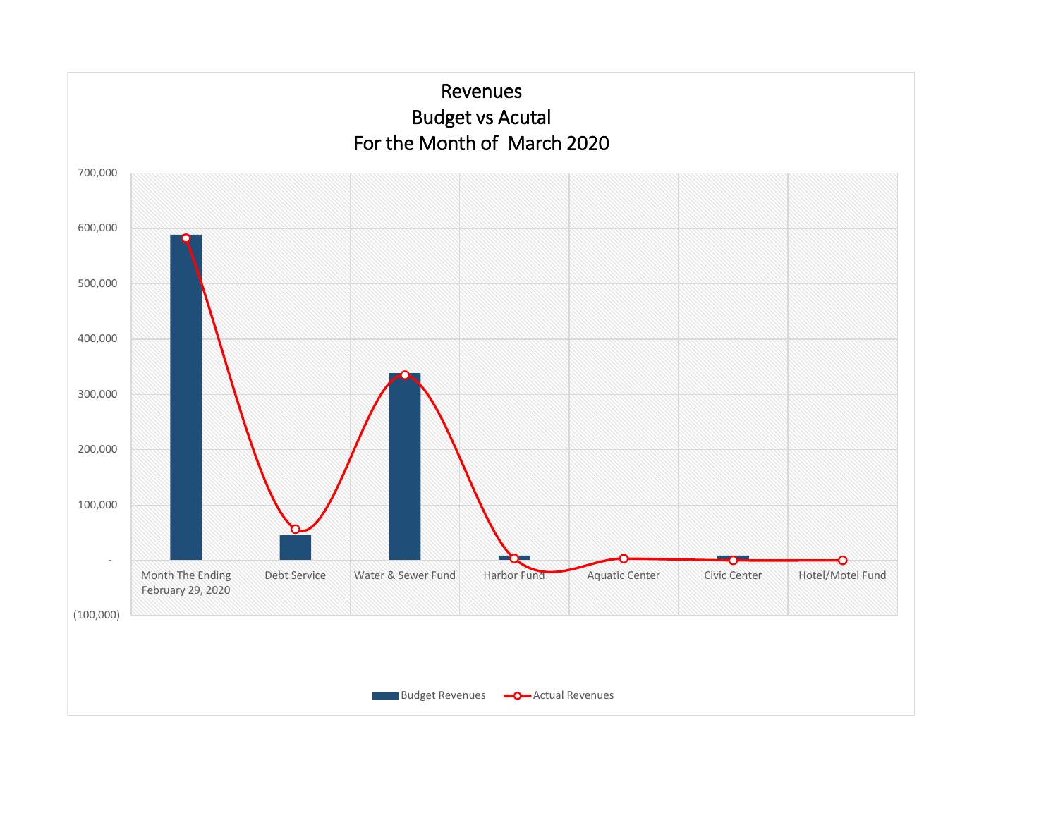# Revenues
## Budget vs Acutal
## For the Month of March 2020

700,000
600,000
500,000
400,000
300,000
200,000
100,000
-
(100,000)

Month The Ending February 29, 2020 | Debt Service | Water & Sewer Fund | Harbor Fund | Aquatic Center | Civic Center | Hotel/Motel Fund

Budget Revenues | Actual Revenues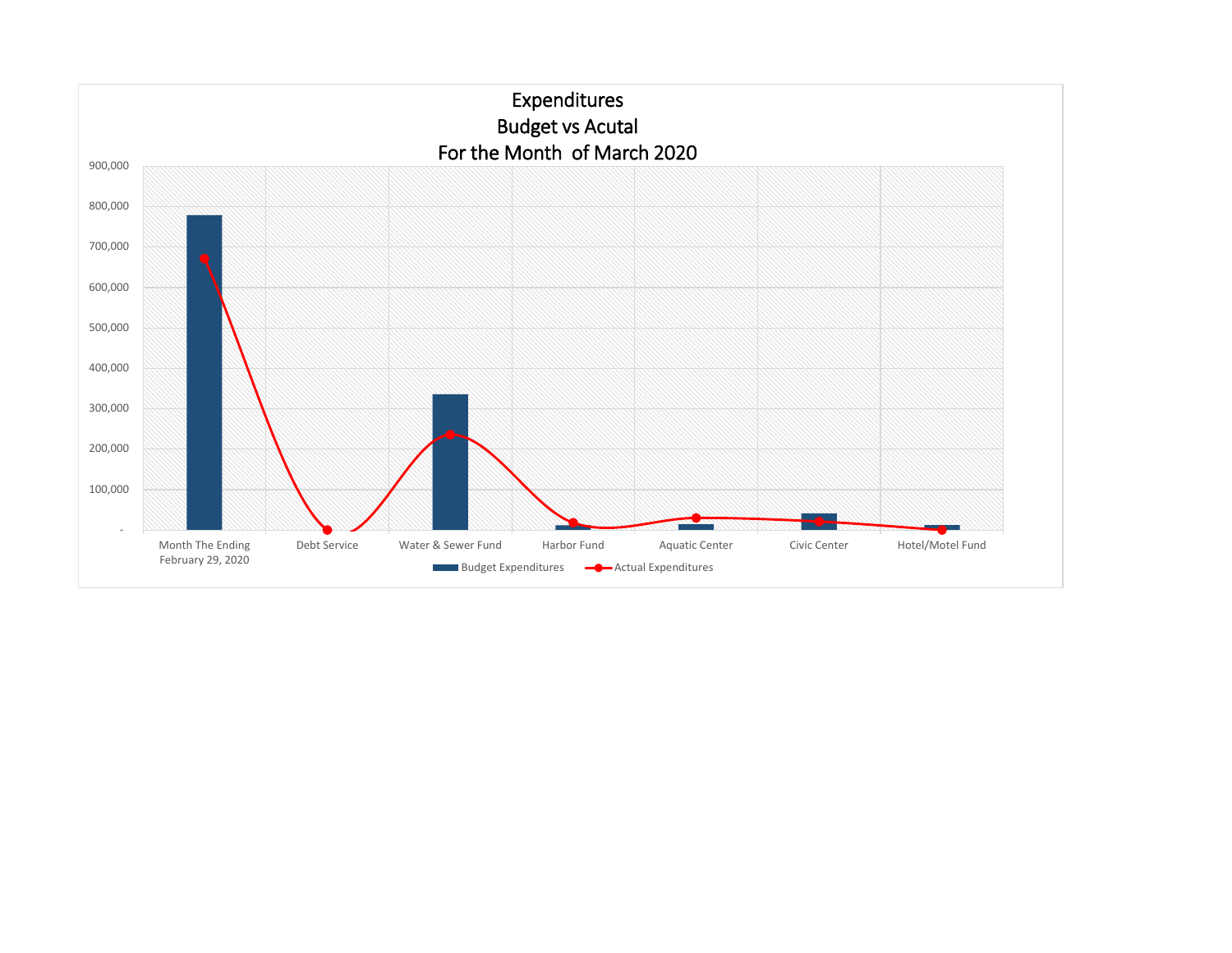# Expenditures
## Budget vs Acutal
## For the Month of March 2020

900,000
800,000
700,000
600,000
500,000
400,000
300,000
200,000
100,000
-

Month The Ending February 29, 2020 | Debt Service | Water & Sewer Fund | Harbor Fund | Aquatic Center | Civic Center | Hotel/Motel Fund

Budget Expenditures | Actual Expenditures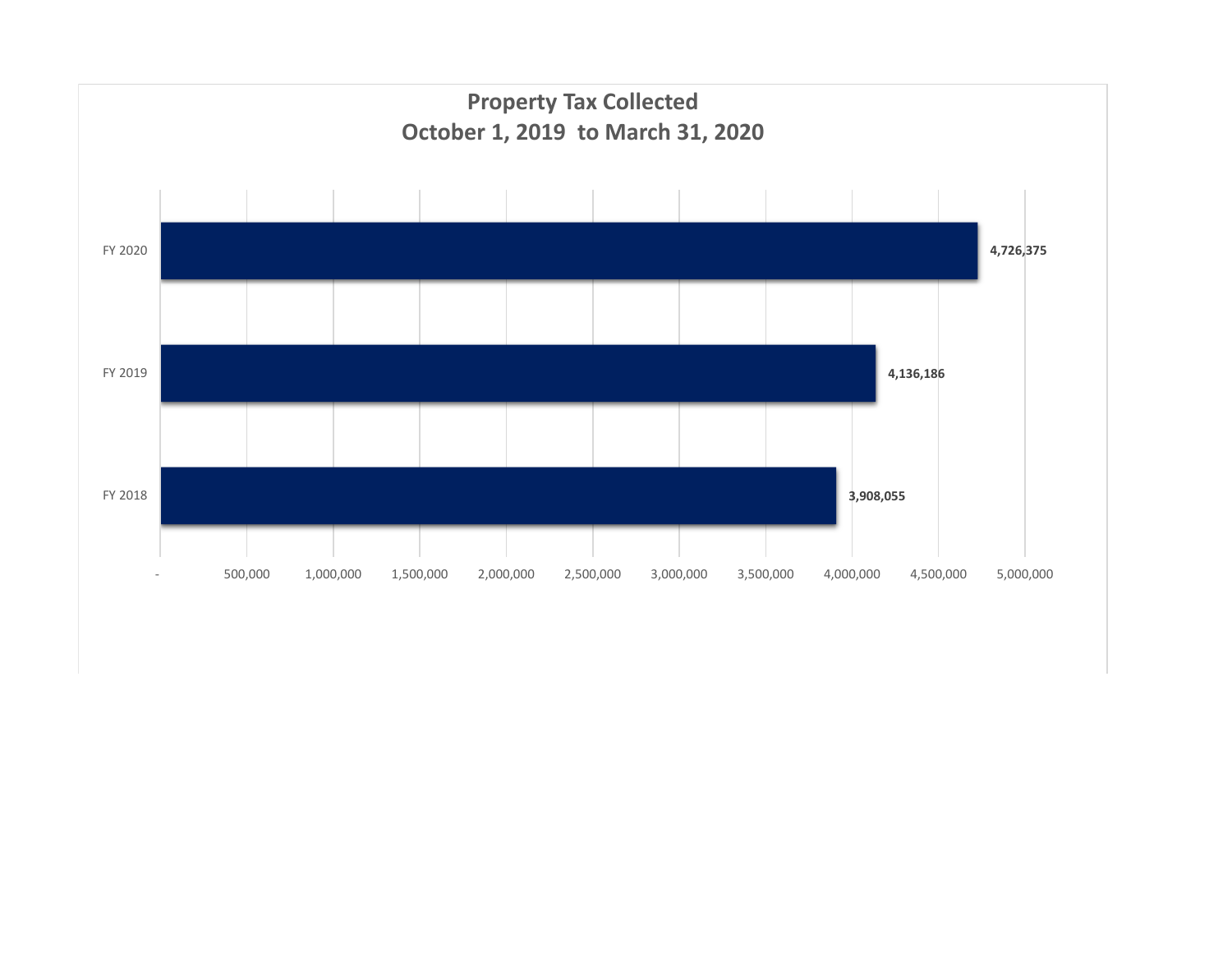# Property Tax Collected
## October 1, 2019 to March 31, 2020

| Fiscal Year | Property Tax Collected |
|---|---|
| FY 2020 | 4,726,375 |
| FY 2019 | 4,136,186 |
| FY 2018 | 3,908,055 |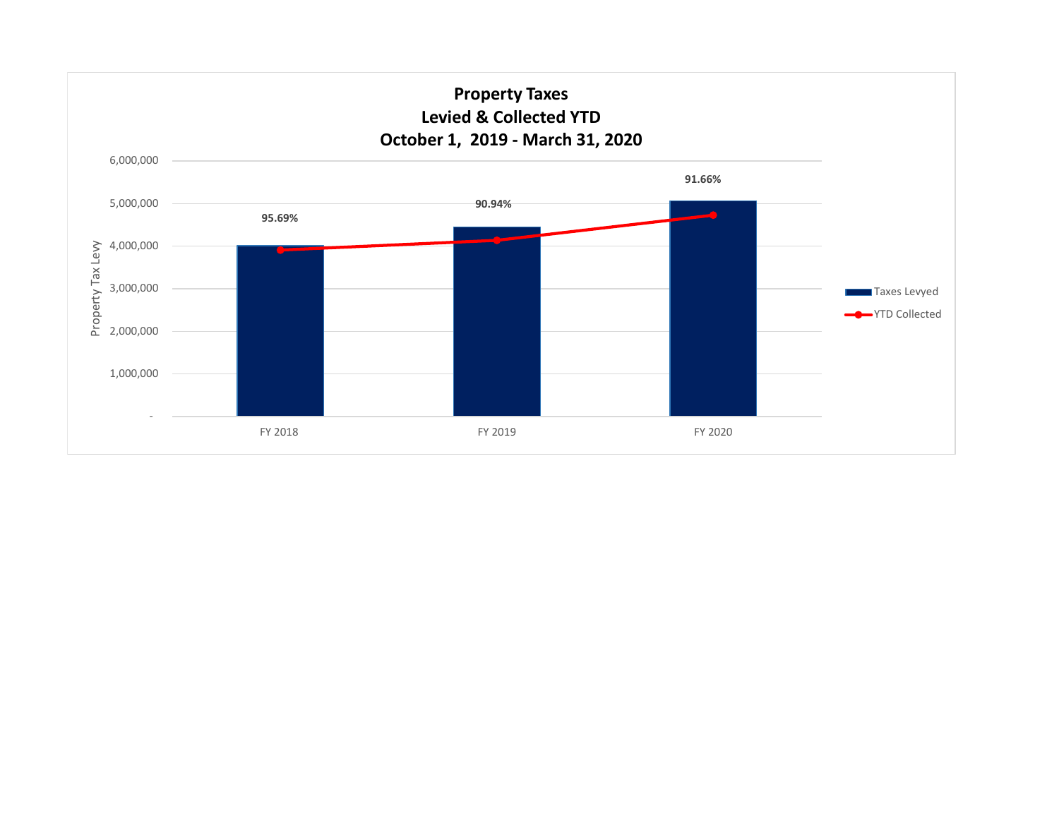# Property Taxes
## Levied & Collected YTD
## October 1, 2019 - March 31, 2020

| | FY 2018 | FY 2019 | FY 2020 |
|---|---|---|---|
| Collection % | 95.69% | 90.94% | 91.66% |

Property Tax Levy

6,000,000
5,000,000
4,000,000
3,000,000
2,000,000
1,000,000
-

Taxes Levyed

YTD Collected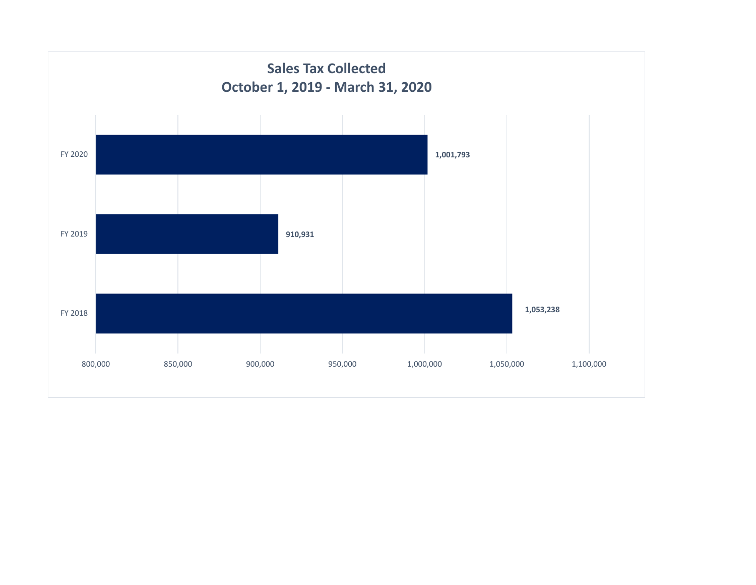## Sales Tax Collected
## October 1, 2019 - March 31, 2020

| Fiscal Year | Sales Tax Collected |
|---|---|
| FY 2020 | 1,001,793 |
| FY 2019 | 910,931 |
| FY 2018 | 1,053,238 |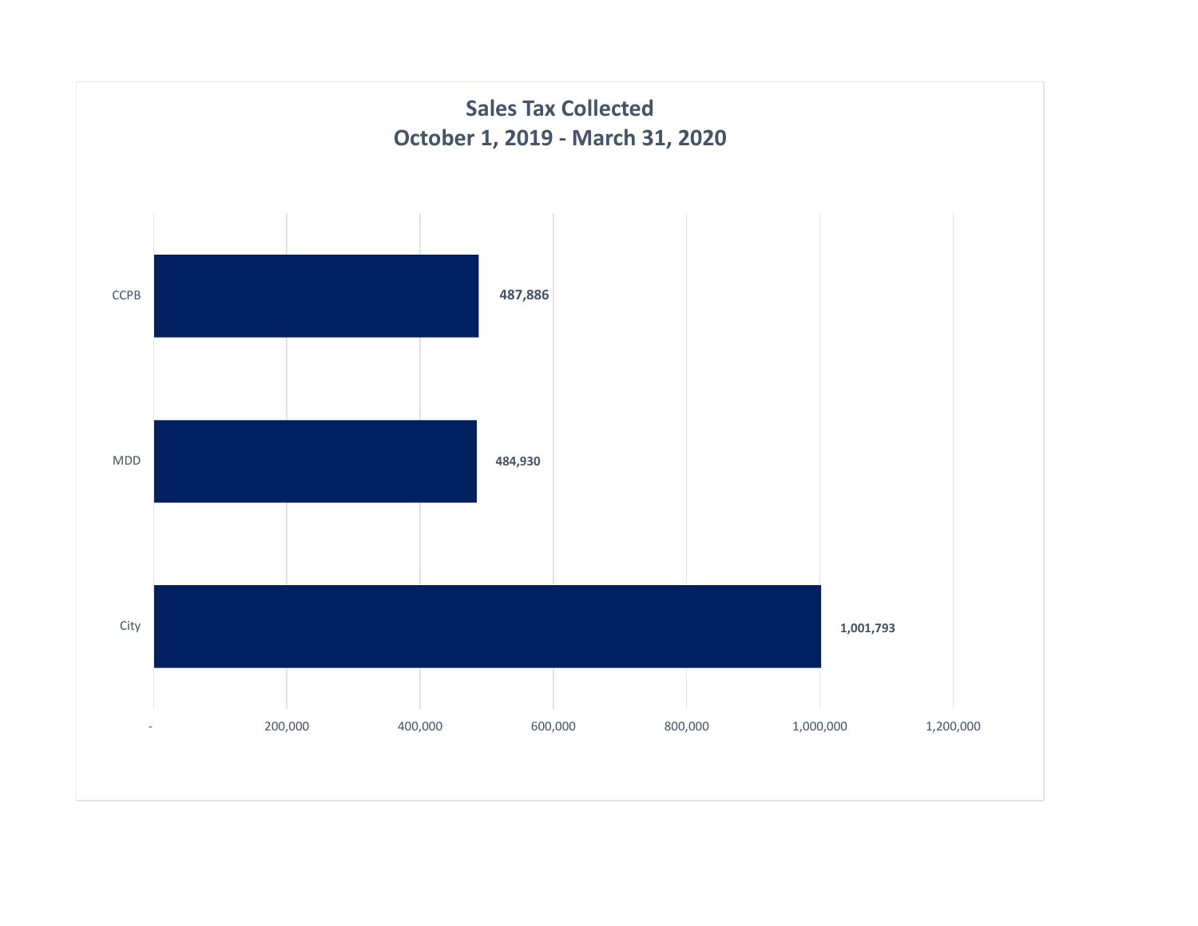## Sales Tax Collected
## October 1, 2019 - March 31, 2020

CCPB
487,886

MDD
484,930

City
1,001,793

-
200,000
400,000
600,000
800,000
1,000,000
1,200,000